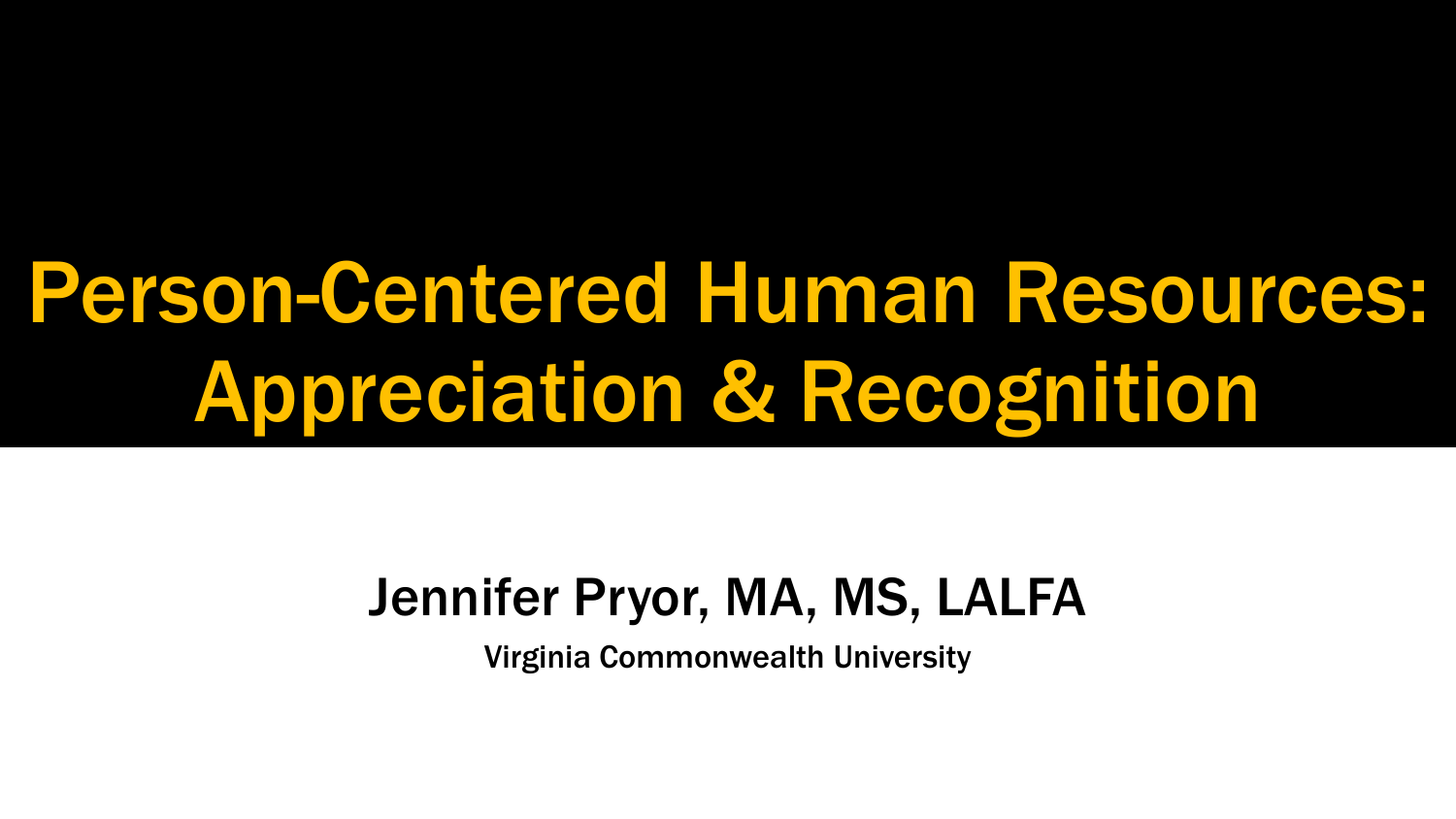# Person-Centered Human Resources: Appreciation & Recognition

Jennifer Pryor, MA, MS, LALFA

Virginia Commonwealth University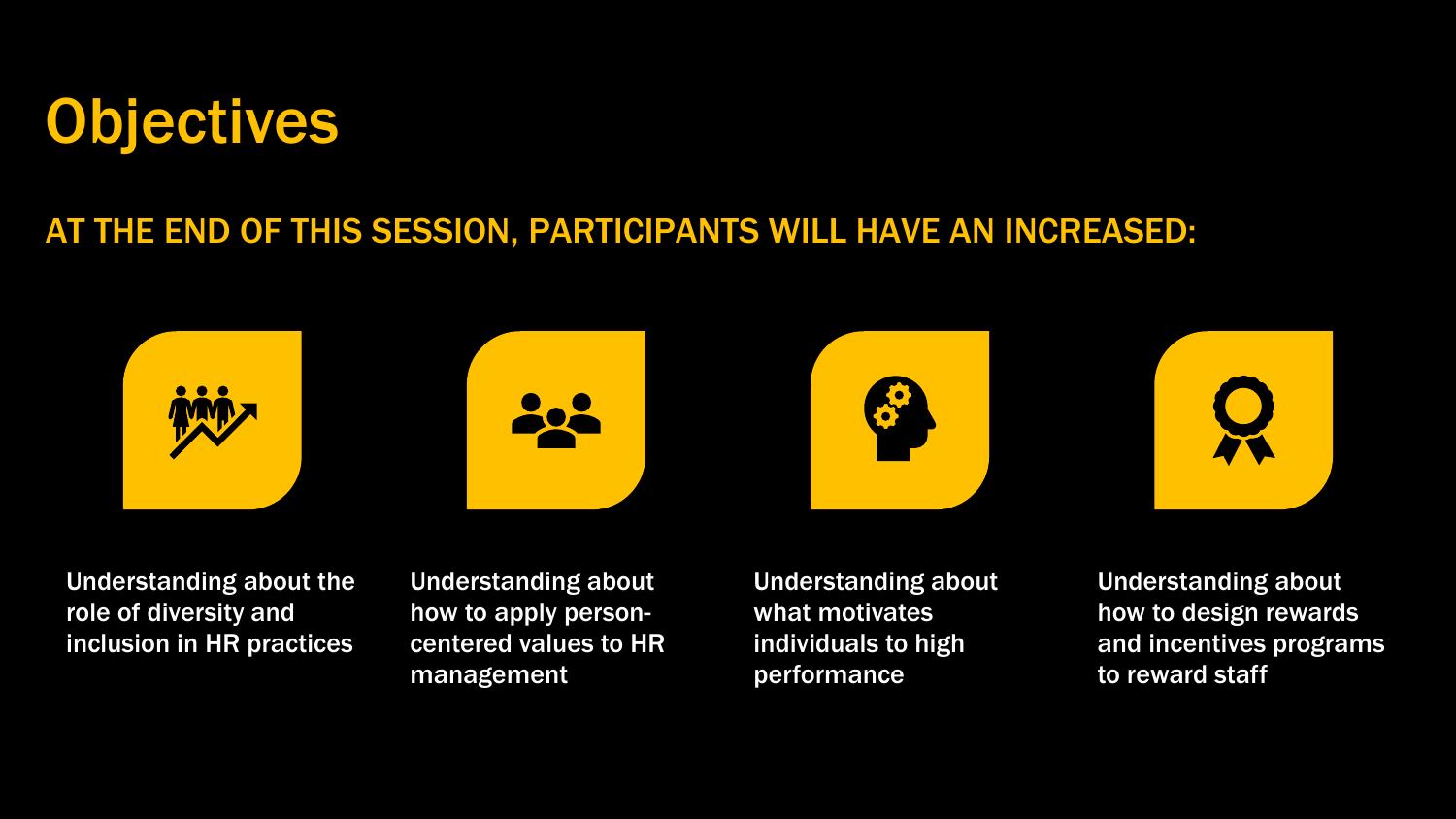# Objectives

## AT THE END OF THIS SESSION, PARTICIPANTS WILL HAVE AN INCREASED:

- Understanding about the role of diversity and inclusion in HR practices
- Understanding about how to apply person-centered values to HR management
- Understanding about what motivates individuals to high performance
- Understanding about how to design rewards and incentives programs to reward staff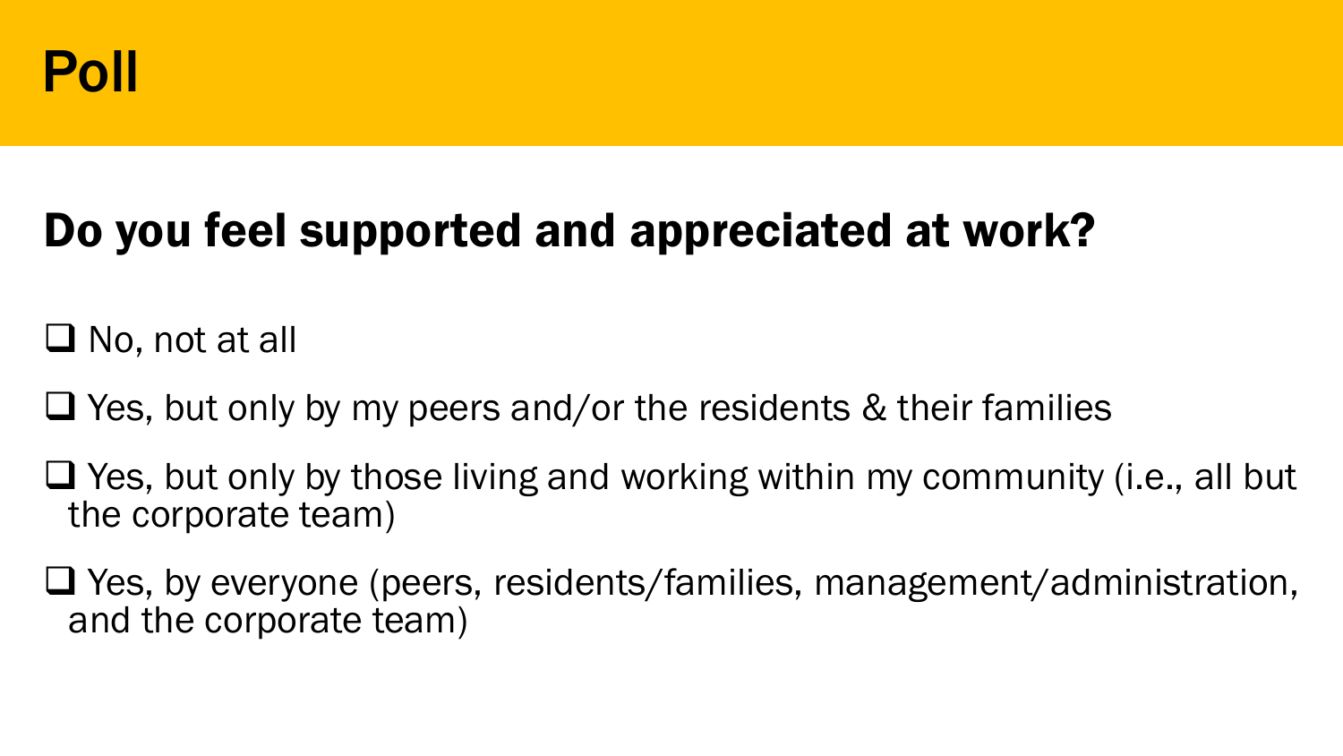# Poll

## Do you feel supported and appreciated at work?

- [ ] No, not at all
- [ ] Yes, but only by my peers and/or the residents & their families
- [ ] Yes, but only by those living and working within my community (i.e., all but the corporate team)
- [ ] Yes, by everyone (peers, residents/families, management/administration, and the corporate team)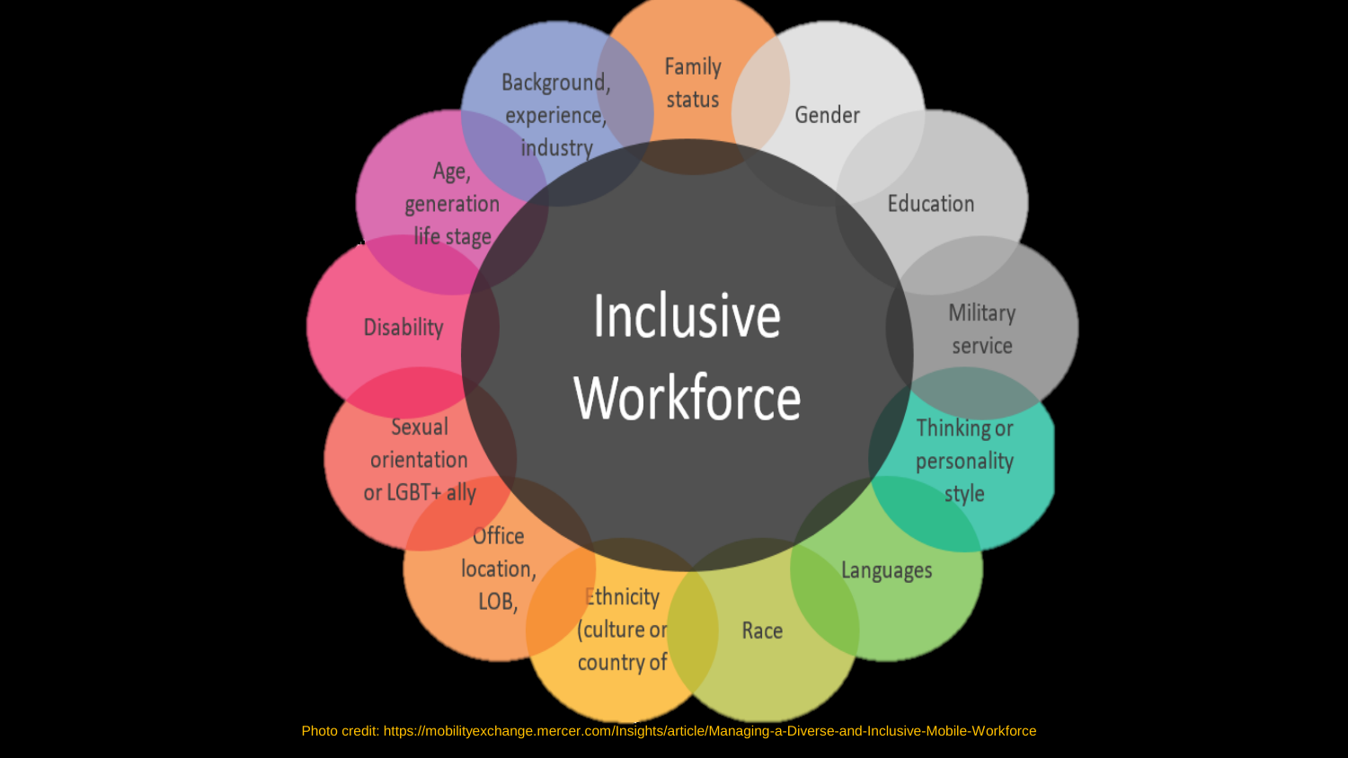# Inclusive Workforce

- Family status
- Gender
- Education
- Military service
- Thinking or personality style
- Languages
- Race
- Ethnicity (culture or country of
- Office location, LOB,
- Sexual orientation or LGBT+ ally
- Disability
- Age, generation life stage
- Background, experience, industry

Photo credit: https://mobilityexchange.mercer.com/Insights/article/Managing-a-Diverse-and-Inclusive-Mobile-Workforce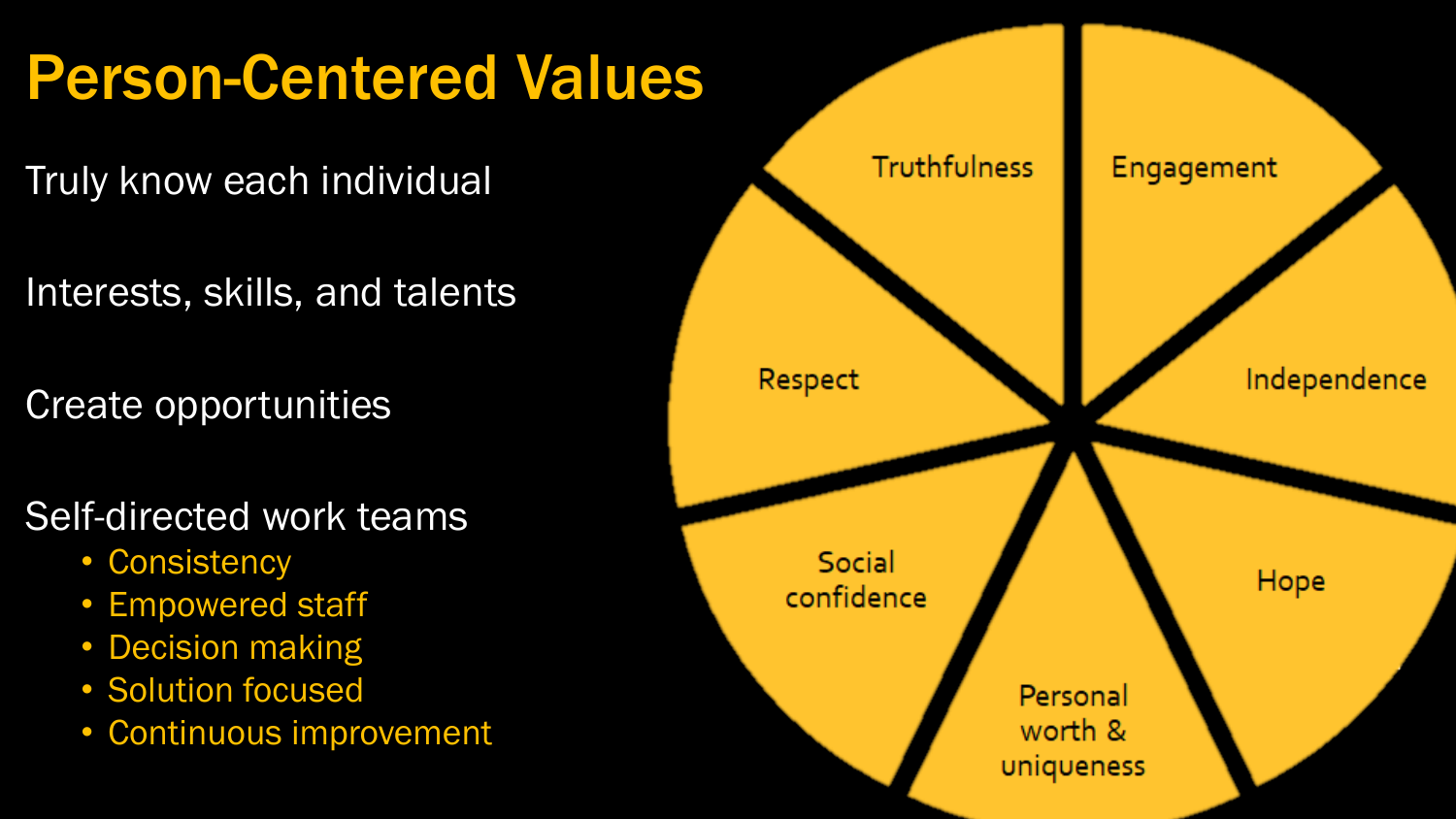# Person-Centered Values

Truly know each individual

Interests, skills, and talents

Create opportunities

Self-directed work teams

- Consistency
- Empowered staff
- Decision making
- Solution focused
- Continuous improvement

- Truthfulness
- Engagement
- Independence
- Hope
- Personal worth & uniqueness
- Social confidence
- Respect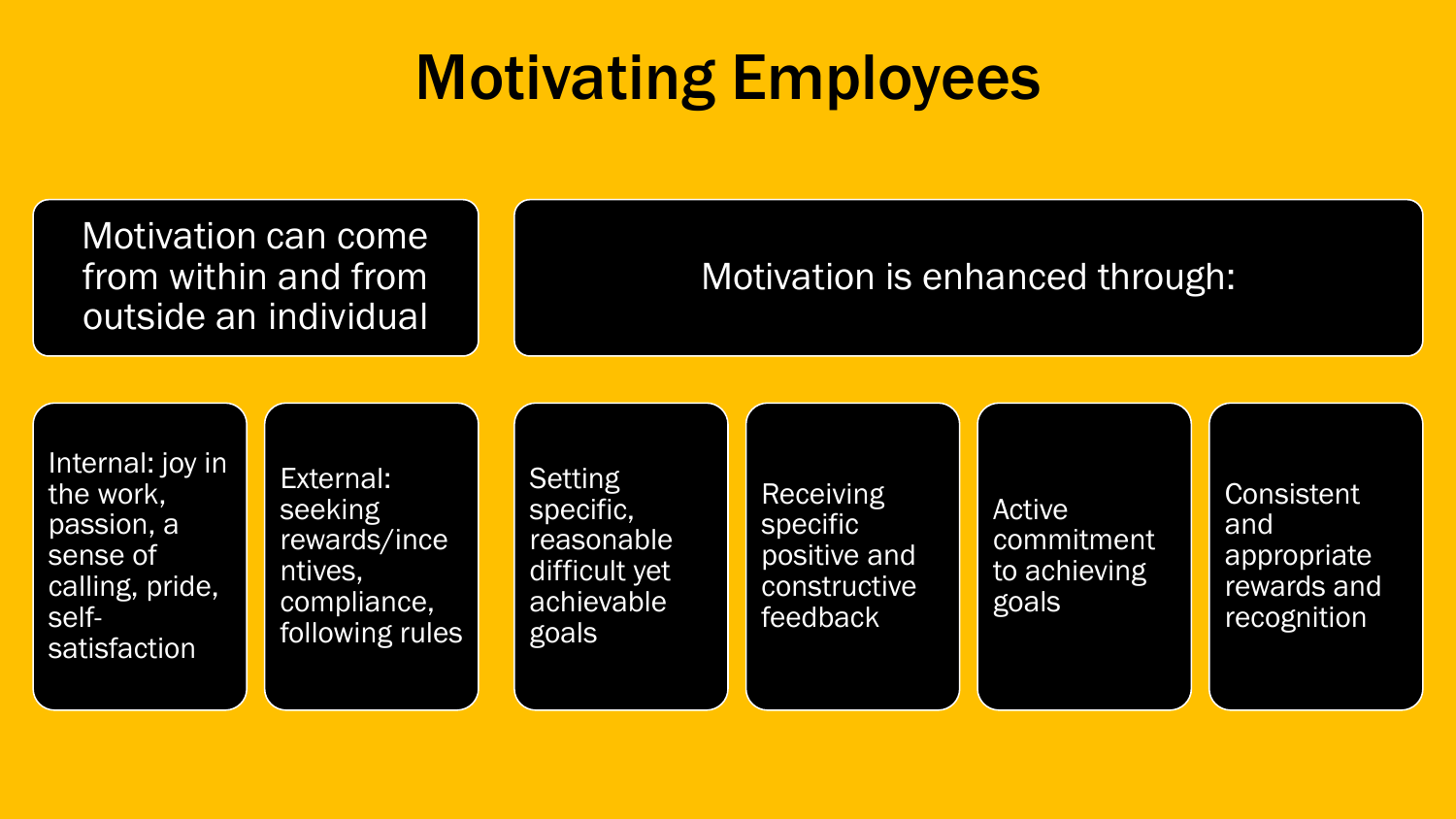# Motivating Employees

## Motivation can come from within and from outside an individual

- Internal: joy in the work, passion, a sense of calling, pride, self-satisfaction
- External: seeking rewards/incentives, compliance, following rules

## Motivation is enhanced through:

- Setting specific, reasonable difficult yet achievable goals
- Receiving specific positive and constructive feedback
- Active commitment to achieving goals
- Consistent and appropriate rewards and recognition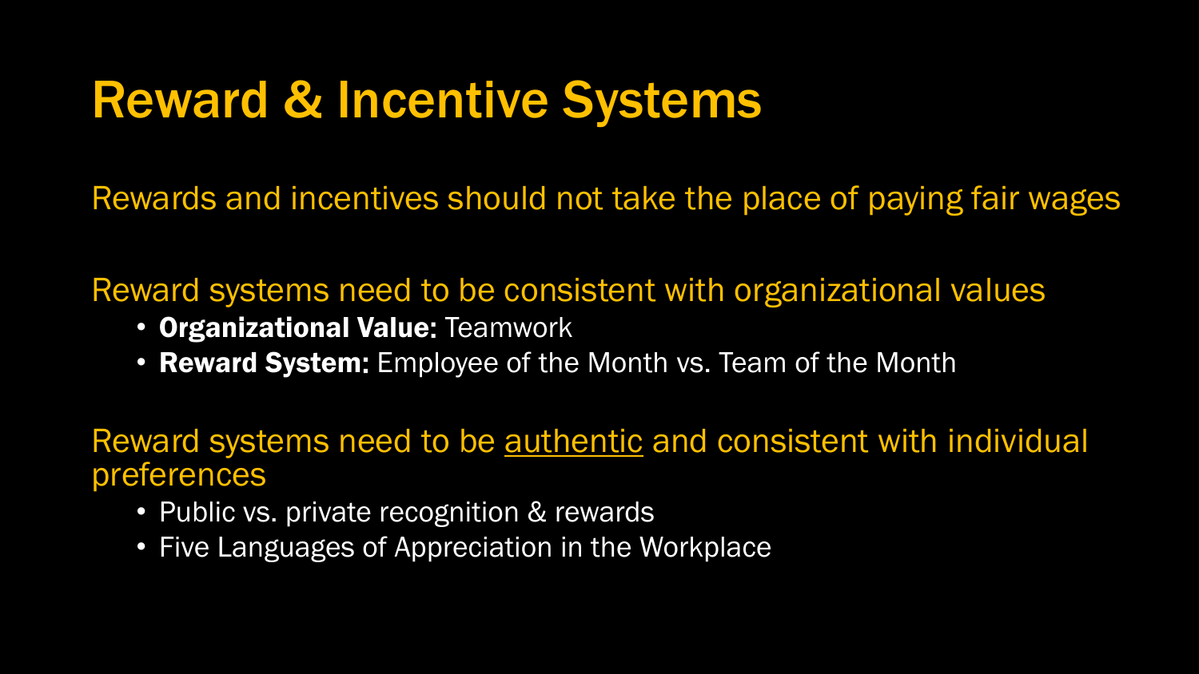# Reward & Incentive Systems

Rewards and incentives should not take the place of paying fair wages

Reward systems need to be consistent with organizational values

- **Organizational Value:** Teamwork
- **Reward System:** Employee of the Month vs. Team of the Month

Reward systems need to be <u>authentic</u> and consistent with individual preferences

- Public vs. private recognition & rewards
- Five Languages of Appreciation in the Workplace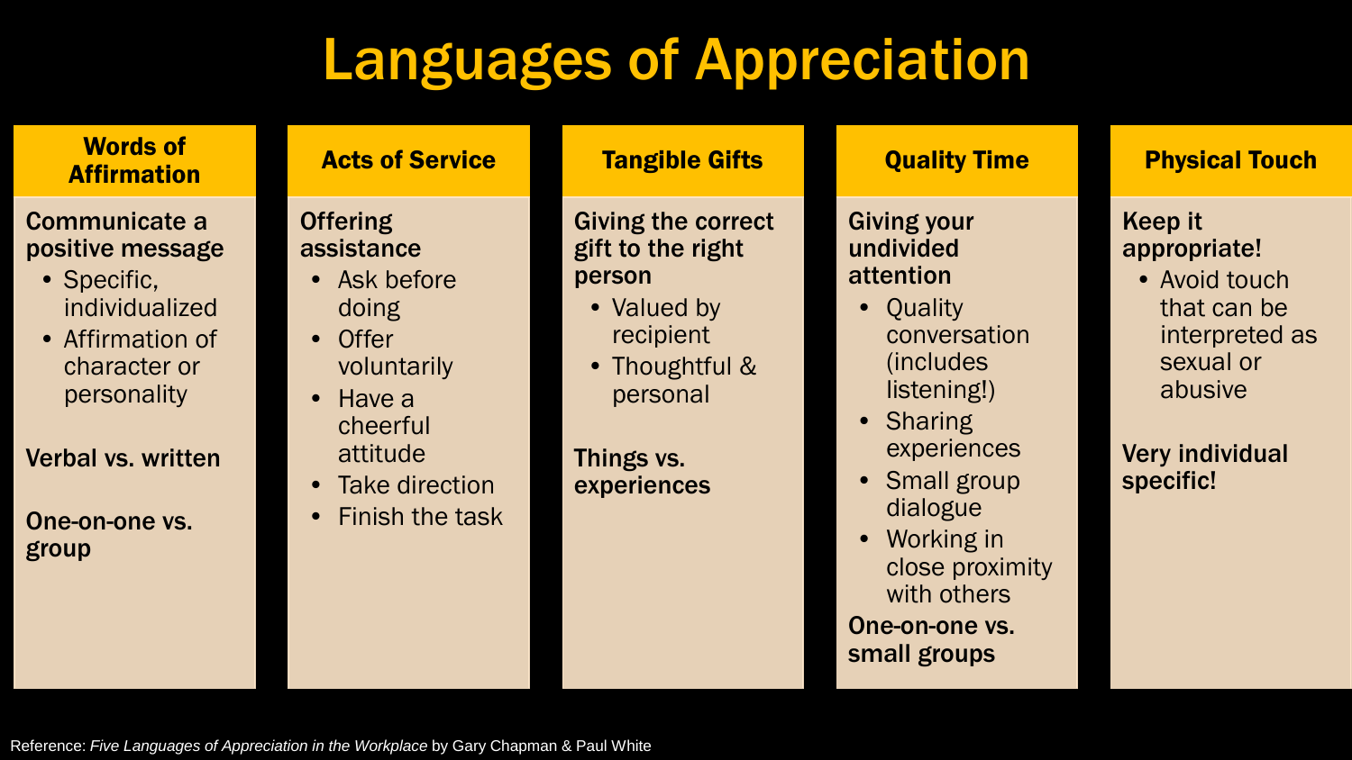# Languages of Appreciation

## Words of Affirmation

**Communicate a positive message**

- Specific, individualized
- Affirmation of character or personality

**Verbal vs. written**

**One-on-one vs. group**

## Acts of Service

**Offering assistance**

- Ask before doing
- Offer voluntarily
- Have a cheerful attitude
- Take direction
- Finish the task

## Tangible Gifts

**Giving the correct gift to the right person**

- Valued by recipient
- Thoughtful & personal

**Things vs. experiences**

## Quality Time

**Giving your undivided attention**

- Quality conversation (includes listening!)
- Sharing experiences
- Small group dialogue
- Working in close proximity with others

**One-on-one vs. small groups**

## Physical Touch

**Keep it appropriate!**

- Avoid touch that can be interpreted as sexual or abusive

**Very individual specific!**

Reference: *Five Languages of Appreciation in the Workplace* by Gary Chapman & Paul White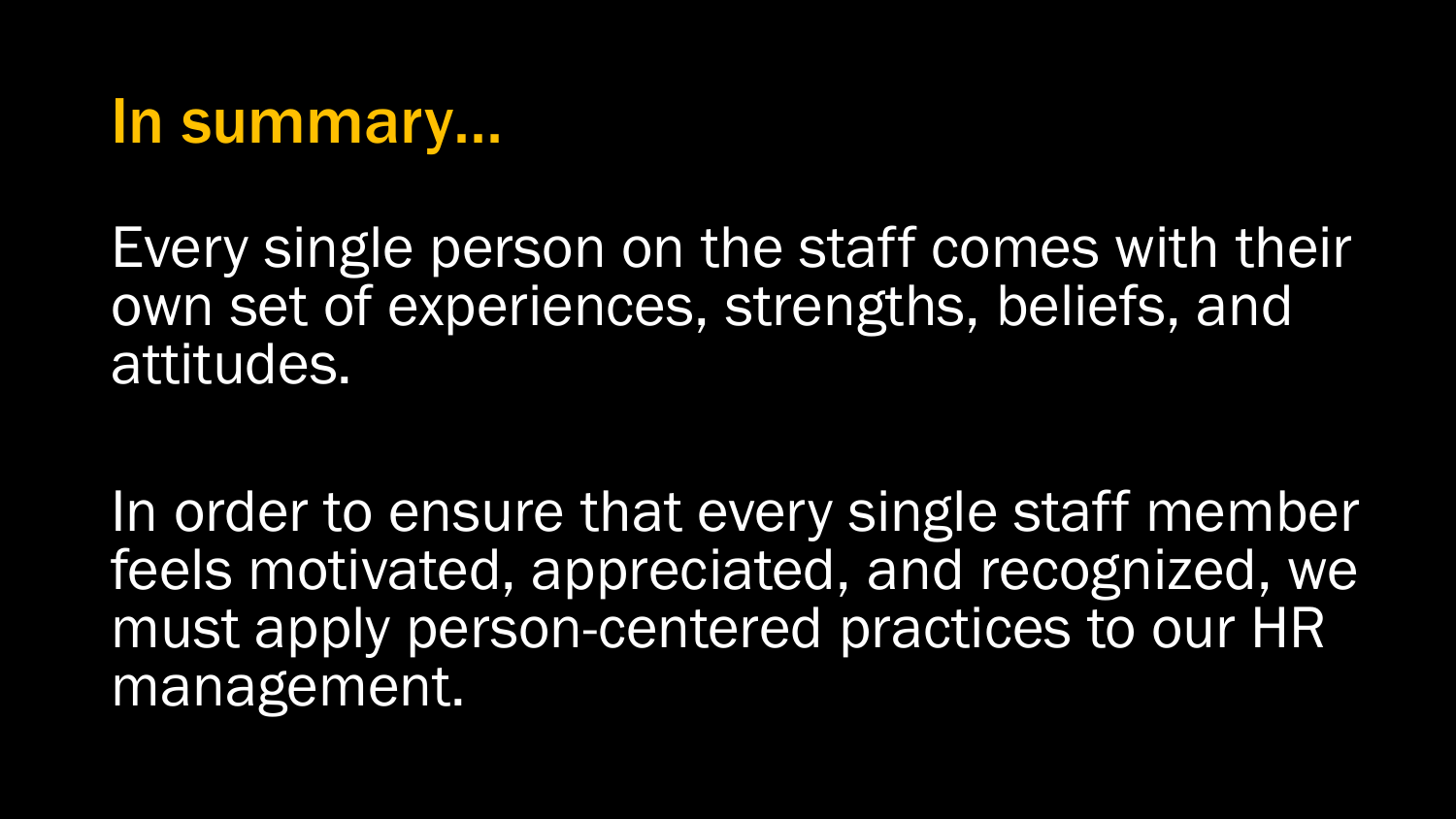# In summary…

Every single person on the staff comes with their own set of experiences, strengths, beliefs, and attitudes.

In order to ensure that every single staff member feels motivated, appreciated, and recognized, we must apply person-centered practices to our HR management.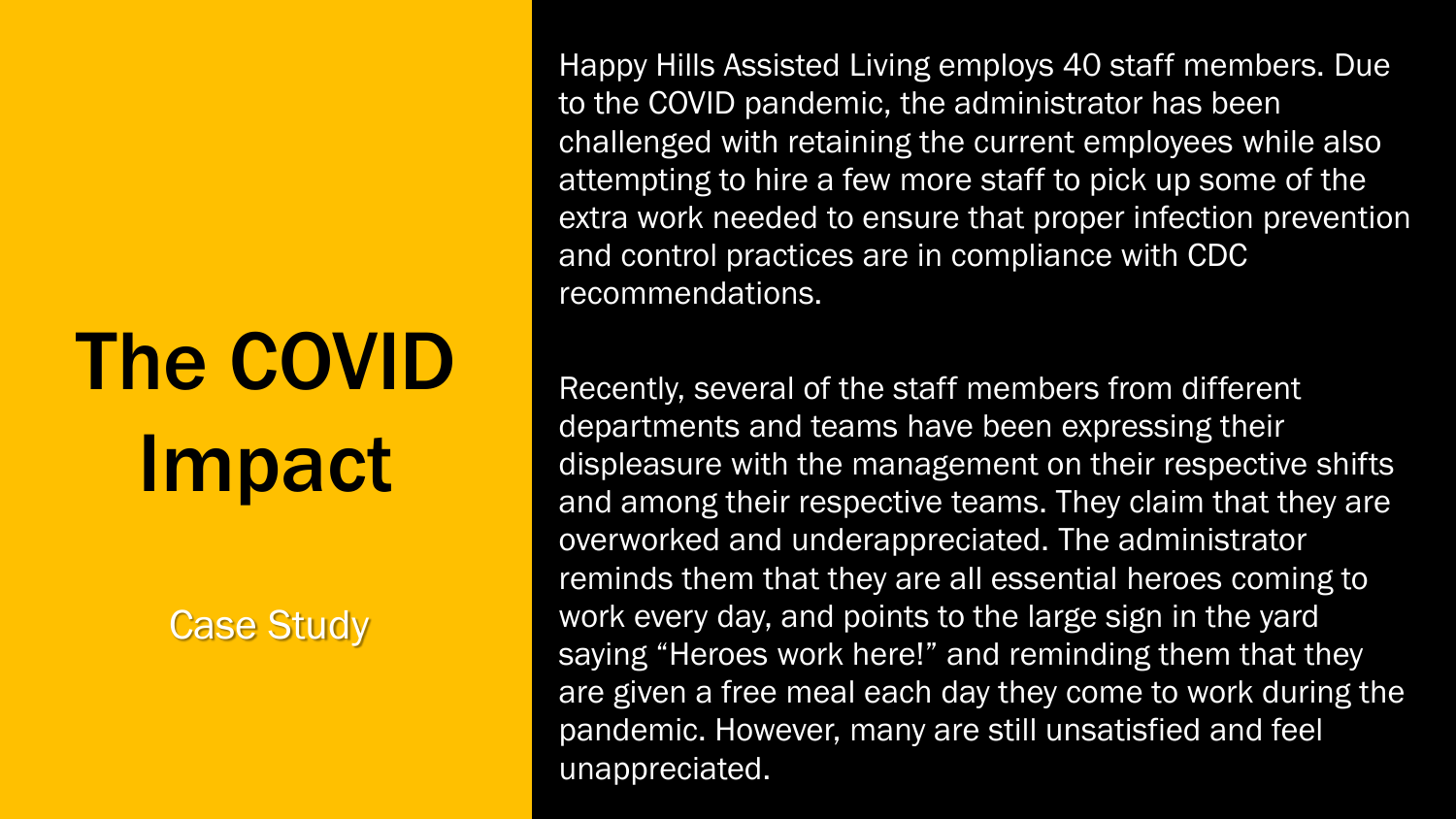# The COVID Impact

Case Study

Happy Hills Assisted Living employs 40 staff members. Due to the COVID pandemic, the administrator has been challenged with retaining the current employees while also attempting to hire a few more staff to pick up some of the extra work needed to ensure that proper infection prevention and control practices are in compliance with CDC recommendations.

Recently, several of the staff members from different departments and teams have been expressing their displeasure with the management on their respective shifts and among their respective teams. They claim that they are overworked and underappreciated. The administrator reminds them that they are all essential heroes coming to work every day, and points to the large sign in the yard saying "Heroes work here!" and reminding them that they are given a free meal each day they come to work during the pandemic. However, many are still unsatisfied and feel unappreciated.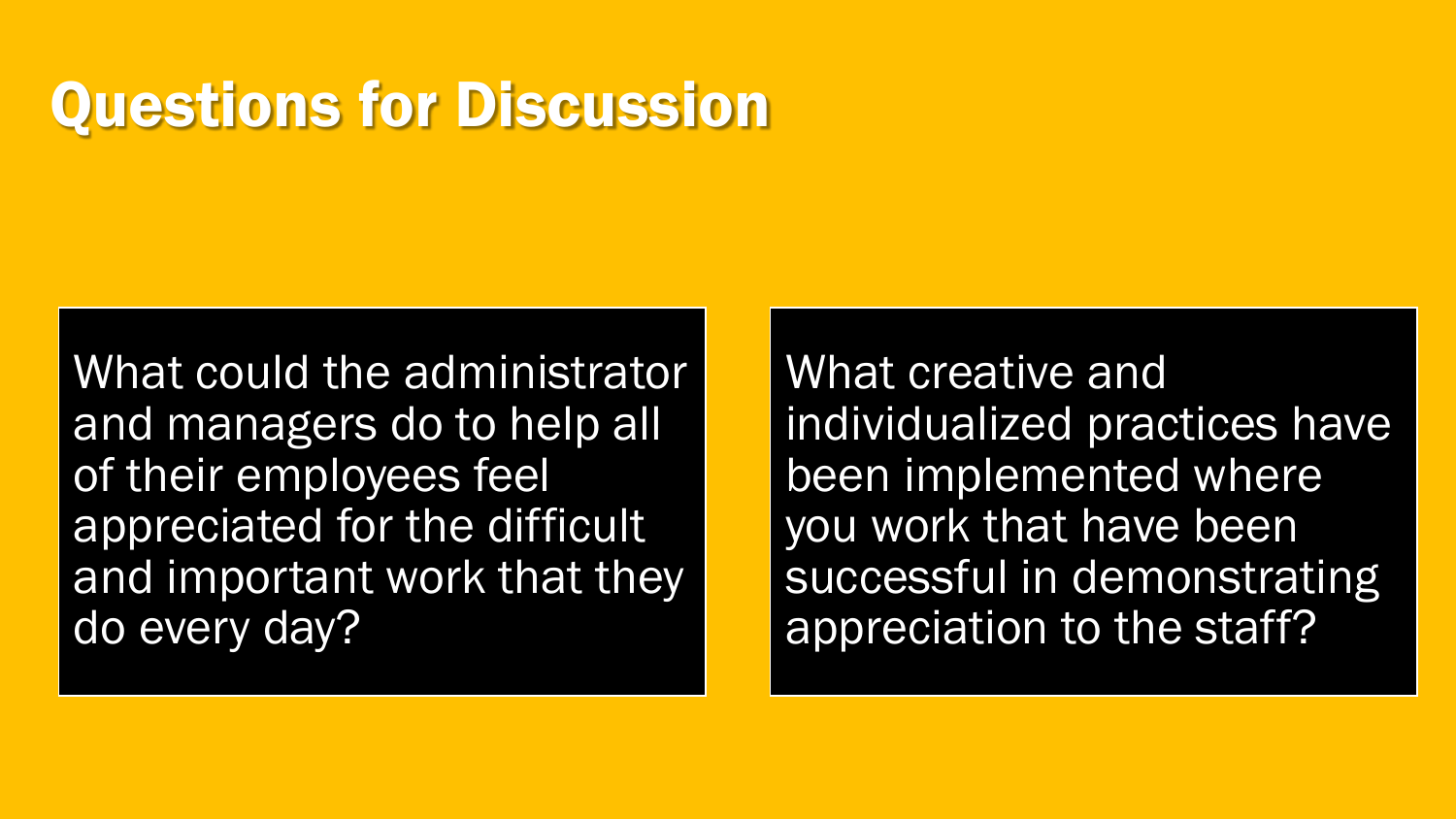# Questions for Discussion

What could the administrator and managers do to help all of their employees feel appreciated for the difficult and important work that they do every day?

What creative and individualized practices have been implemented where you work that have been successful in demonstrating appreciation to the staff?